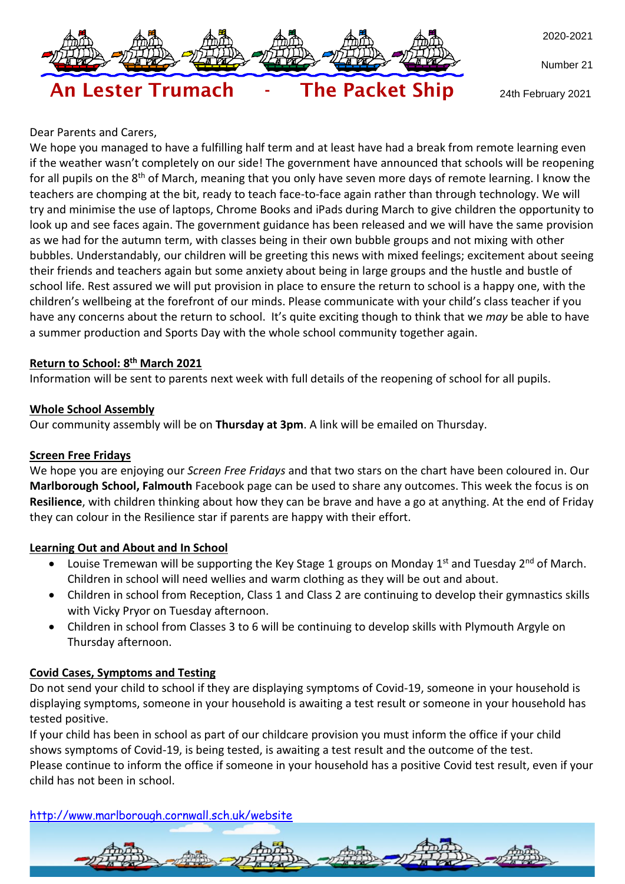# An Lester Trumach - The Packet Ship

2020-2021

Number 21

24th February 2021

Dear Parents and Carers,

We hope you managed to have a fulfilling half term and at least have had a break from remote learning even if the weather wasn't completely on our side! The government have announced that schools will be reopening for all pupils on the 8th of March, meaning that you only have seven more days of remote learning. I know the teachers are chomping at the bit, ready to teach face-to-face again rather than through technology. We will try and minimise the use of laptops, Chrome Books and iPads during March to give children the opportunity to look up and see faces again. The government guidance has been released and we will have the same provision as we had for the autumn term, with classes being in their own bubble groups and not mixing with other bubbles. Understandably, our children will be greeting this news with mixed feelings; excitement about seeing their friends and teachers again but some anxiety about being in large groups and the hustle and bustle of school life. Rest assured we will put provision in place to ensure the return to school is a happy one, with the children's wellbeing at the forefront of our minds. Please communicate with your child's class teacher if you have any concerns about the return to school. It's quite exciting though to think that we *may* be able to have a summer production and Sports Day with the whole school community together again.

**Return to School: 8th March 2021**

Information will be sent to parents next week with full details of the reopening of school for all pupils.

**Whole School Assembly**

Our community assembly will be on **Thursday at 3pm**. A link will be emailed on Thursday.

**Screen Free Fridays**

We hope you are enjoying our *Screen Free Fridays* and that two stars on the chart have been coloured in. Our **Marlborough School, Falmouth** Facebook page can be used to share any outcomes. This week the focus is on **Resilience**, with children thinking about how they can be brave and have a go at anything. At the end of Friday they can colour in the Resilience star if parents are happy with their effort.

**Learning Out and About and In School**

- Louise Tremewan will be supporting the Key Stage 1 groups on Monday 1st and Tuesday 2nd of March. Children in school will need wellies and warm clothing as they will be out and about.
- Children in school from Reception, Class 1 and Class 2 are continuing to develop their gymnastics skills with Vicky Pryor on Tuesday afternoon.
- Children in school from Classes 3 to 6 will be continuing to develop skills with Plymouth Argyle on Thursday afternoon.

**Covid Cases, Symptoms and Testing**

Do not send your child to school if they are displaying symptoms of Covid-19, someone in your household is displaying symptoms, someone in your household is awaiting a test result or someone in your household has tested positive.

If your child has been in school as part of our childcare provision you must inform the office if your child shows symptoms of Covid-19, is being tested, is awaiting a test result and the outcome of the test.

Please continue to inform the office if someone in your household has a positive Covid test result, even if your child has not been in school.

http://www.marlborough.cornwall.sch.uk/website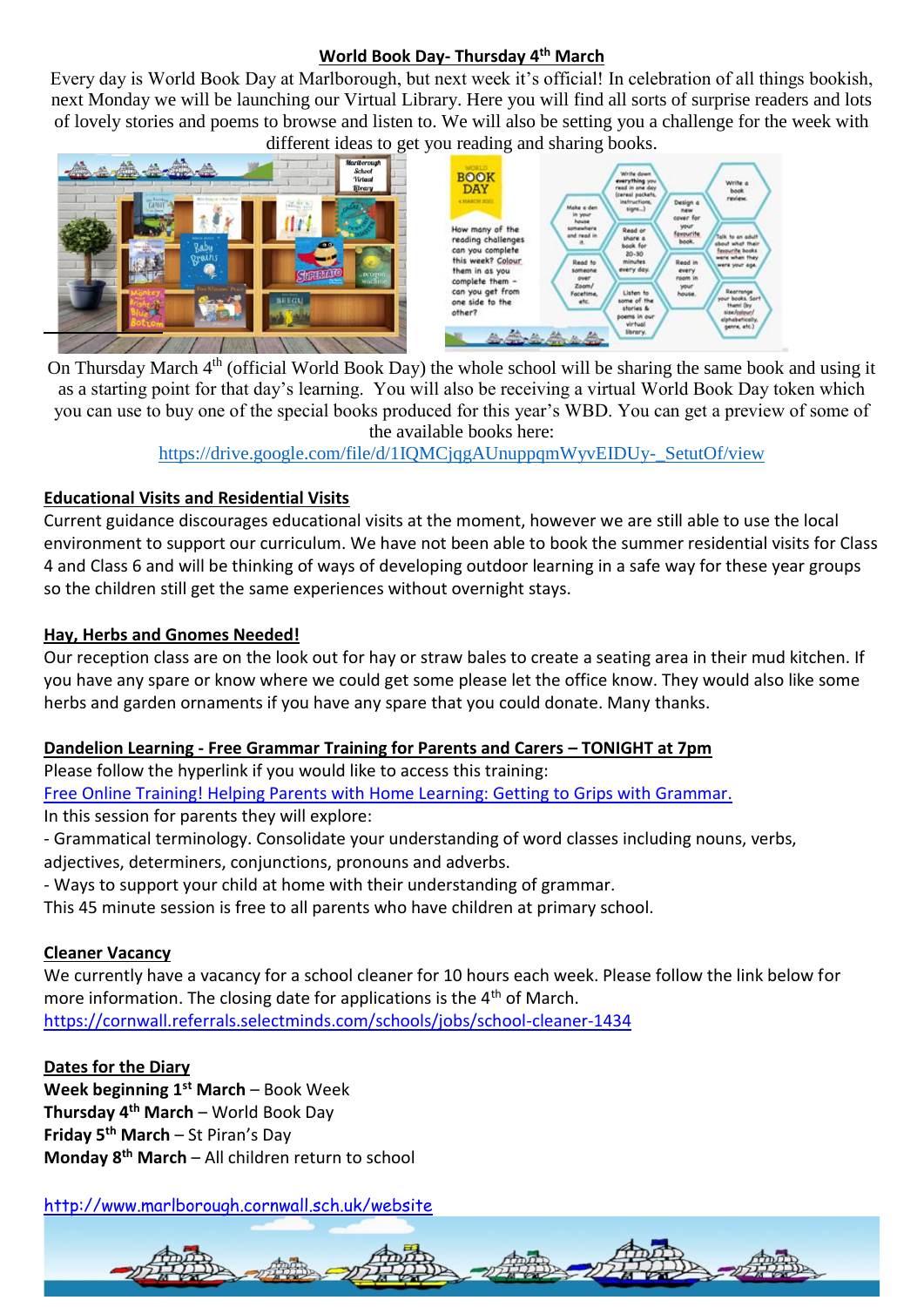**World Book Day- Thursday 4th March**

Every day is World Book Day at Marlborough, but next week it's official! In celebration of all things bookish, next Monday we will be launching our Virtual Library. Here you will find all sorts of surprise readers and lots of lovely stories and poems to browse and listen to. We will also be setting you a challenge for the week with different ideas to get you reading and sharing books.

On Thursday March 4th (official World Book Day) the whole school will be sharing the same book and using it as a starting point for that day's learning. You will also be receiving a virtual World Book Day token which you can use to buy one of the special books produced for this year's WBD. You can get a preview of some of the available books here:

https://drive.google.com/file/d/1IQMCjqgAUnuppqmWyvEIDUy-_SetutOf/view

**Educational Visits and Residential Visits**

Current guidance discourages educational visits at the moment, however we are still able to use the local environment to support our curriculum. We have not been able to book the summer residential visits for Class 4 and Class 6 and will be thinking of ways of developing outdoor learning in a safe way for these year groups so the children still get the same experiences without overnight stays.

**Hay, Herbs and Gnomes Needed!**

Our reception class are on the look out for hay or straw bales to create a seating area in their mud kitchen. If you have any spare or know where we could get some please let the office know. They would also like some herbs and garden ornaments if you have any spare that you could donate. Many thanks.

**Dandelion Learning - Free Grammar Training for Parents and Carers – TONIGHT at 7pm**

Please follow the hyperlink if you would like to access this training:

Free Online Training! Helping Parents with Home Learning: Getting to Grips with Grammar.

In this session for parents they will explore:

- Grammatical terminology. Consolidate your understanding of word classes including nouns, verbs, adjectives, determiners, conjunctions, pronouns and adverbs.
- Ways to support your child at home with their understanding of grammar.

This 45 minute session is free to all parents who have children at primary school.

**Cleaner Vacancy**

We currently have a vacancy for a school cleaner for 10 hours each week. Please follow the link below for more information. The closing date for applications is the 4th of March.

https://cornwall.referrals.selectminds.com/schools/jobs/school-cleaner-1434

**Dates for the Diary**

**Week beginning 1st March** – Book Week
**Thursday 4th March** – World Book Day
**Friday 5th March** – St Piran's Day
**Monday 8th March** – All children return to school

http://www.marlborough.cornwall.sch.uk/website